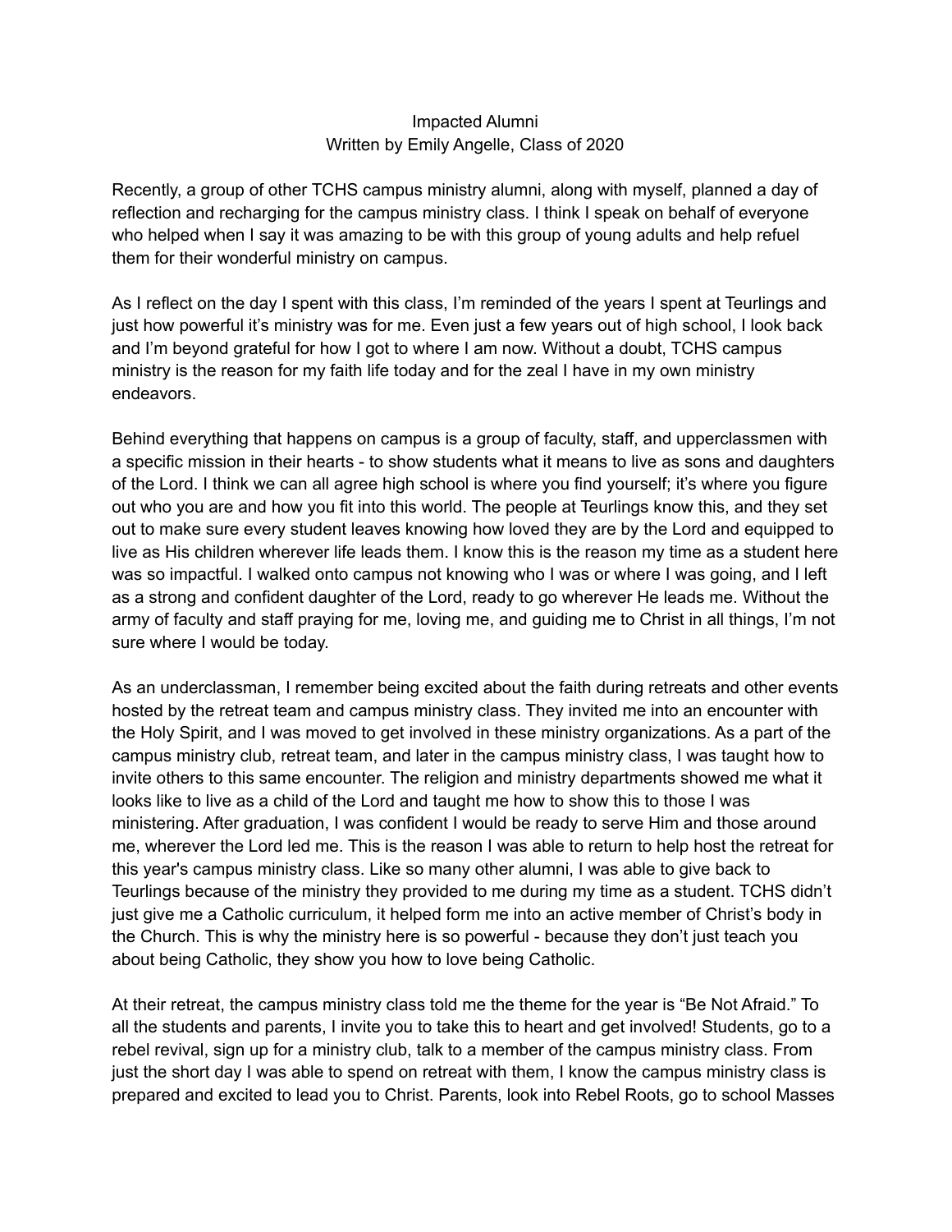# Impacted Alumni

Written by Emily Angelle, Class of 2020

Recently, a group of other TCHS campus ministry alumni, along with myself, planned a day of reflection and recharging for the campus ministry class. I think I speak on behalf of everyone who helped when I say it was amazing to be with this group of young adults and help refuel them for their wonderful ministry on campus.

As I reflect on the day I spent with this class, I'm reminded of the years I spent at Teurlings and just how powerful it's ministry was for me. Even just a few years out of high school, I look back and I'm beyond grateful for how I got to where I am now. Without a doubt, TCHS campus ministry is the reason for my faith life today and for the zeal I have in my own ministry endeavors.

Behind everything that happens on campus is a group of faculty, staff, and upperclassmen with a specific mission in their hearts - to show students what it means to live as sons and daughters of the Lord. I think we can all agree high school is where you find yourself; it's where you figure out who you are and how you fit into this world. The people at Teurlings know this, and they set out to make sure every student leaves knowing how loved they are by the Lord and equipped to live as His children wherever life leads them. I know this is the reason my time as a student here was so impactful. I walked onto campus not knowing who I was or where I was going, and I left as a strong and confident daughter of the Lord, ready to go wherever He leads me. Without the army of faculty and staff praying for me, loving me, and guiding me to Christ in all things, I'm not sure where I would be today.

As an underclassman, I remember being excited about the faith during retreats and other events hosted by the retreat team and campus ministry class. They invited me into an encounter with the Holy Spirit, and I was moved to get involved in these ministry organizations. As a part of the campus ministry club, retreat team, and later in the campus ministry class, I was taught how to invite others to this same encounter. The religion and ministry departments showed me what it looks like to live as a child of the Lord and taught me how to show this to those I was ministering. After graduation, I was confident I would be ready to serve Him and those around me, wherever the Lord led me. This is the reason I was able to return to help host the retreat for this year's campus ministry class. Like so many other alumni, I was able to give back to Teurlings because of the ministry they provided to me during my time as a student. TCHS didn't just give me a Catholic curriculum, it helped form me into an active member of Christ's body in the Church. This is why the ministry here is so powerful - because they don't just teach you about being Catholic, they show you how to love being Catholic.

At their retreat, the campus ministry class told me the theme for the year is "Be Not Afraid." To all the students and parents, I invite you to take this to heart and get involved! Students, go to a rebel revival, sign up for a ministry club, talk to a member of the campus ministry class. From just the short day I was able to spend on retreat with them, I know the campus ministry class is prepared and excited to lead you to Christ. Parents, look into Rebel Roots, go to school Masses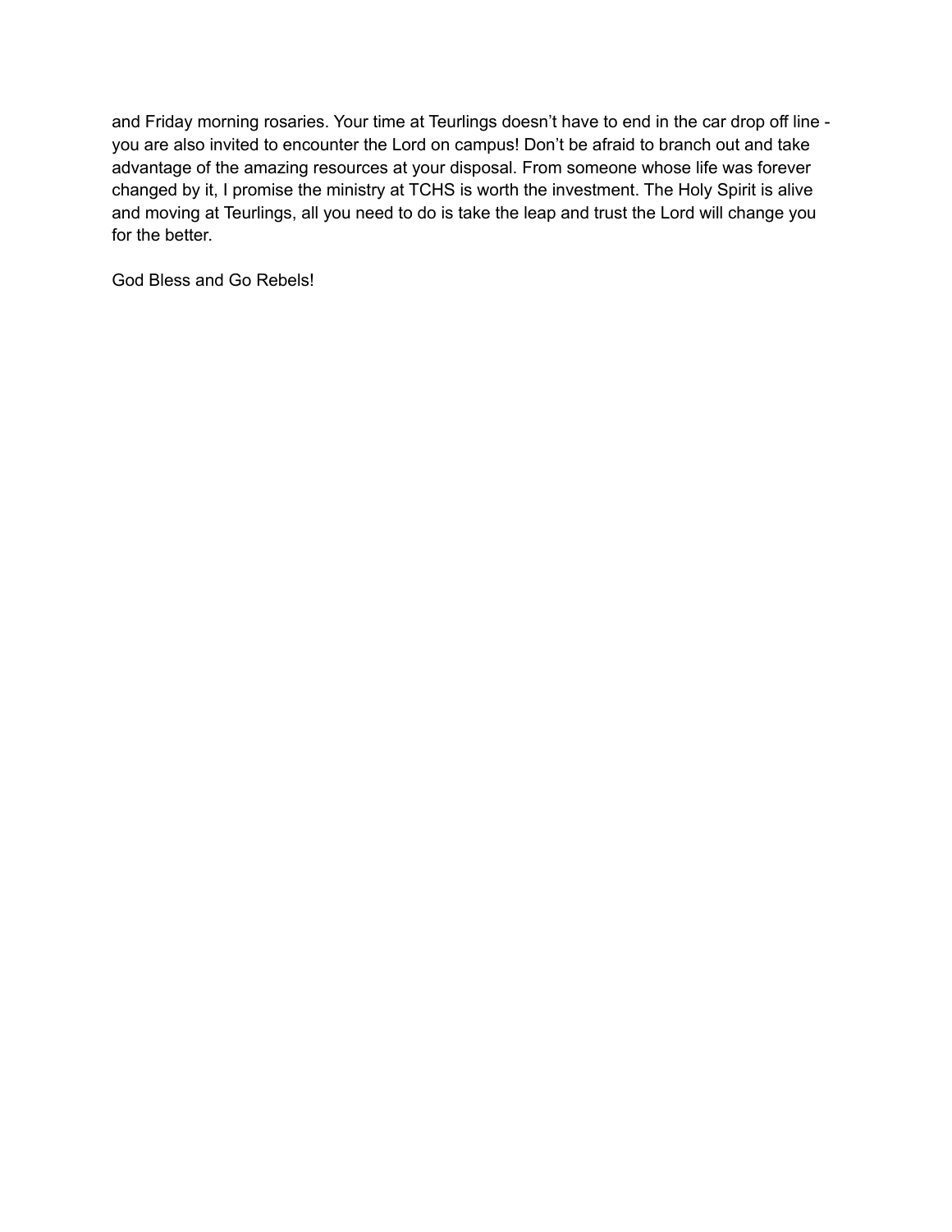and Friday morning rosaries. Your time at Teurlings doesn't have to end in the car drop off line - you are also invited to encounter the Lord on campus! Don't be afraid to branch out and take advantage of the amazing resources at your disposal. From someone whose life was forever changed by it, I promise the ministry at TCHS is worth the investment. The Holy Spirit is alive and moving at Teurlings, all you need to do is take the leap and trust the Lord will change you for the better.

God Bless and Go Rebels!